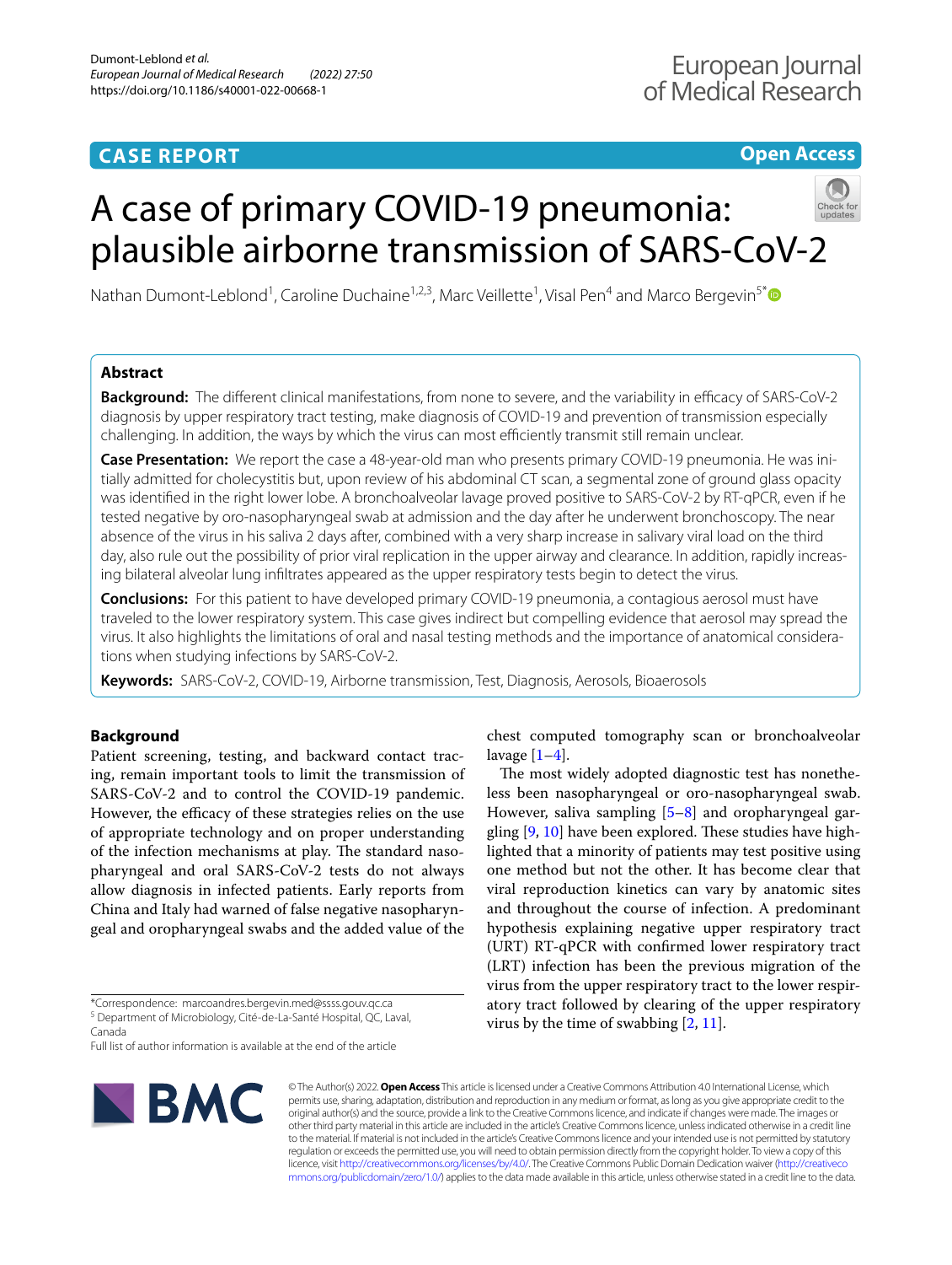CASE REPORT

Open Access

# A case of primary COVID-19 pneumonia: plausible airborne transmission of SARS-CoV-2

Nathan Dumont-Leblond[1], Caroline Duchaine[1,2,3], Marc Veillette[1], Visal Pen[4] and Marco Bergevin[5*]

## Abstract

**Background:** The different clinical manifestations, from none to severe, and the variability in efficacy of SARS-CoV-2 diagnosis by upper respiratory tract testing, make diagnosis of COVID-19 and prevention of transmission especially challenging. In addition, the ways by which the virus can most efficiently transmit still remain unclear.

**Case Presentation:** We report the case a 48-year-old man who presents primary COVID-19 pneumonia. He was initially admitted for cholecystitis but, upon review of his abdominal CT scan, a segmental zone of ground glass opacity was identified in the right lower lobe. A bronchoalveolar lavage proved positive to SARS-CoV-2 by RT-qPCR, even if he tested negative by oro-nasopharyngeal swab at admission and the day after he underwent bronchoscopy. The near absence of the virus in his saliva 2 days after, combined with a very sharp increase in salivary viral load on the third day, also rule out the possibility of prior viral replication in the upper airway and clearance. In addition, rapidly increasing bilateral alveolar lung infiltrates appeared as the upper respiratory tests begin to detect the virus.

**Conclusions:** For this patient to have developed primary COVID-19 pneumonia, a contagious aerosol must have traveled to the lower respiratory system. This case gives indirect but compelling evidence that aerosol may spread the virus. It also highlights the limitations of oral and nasal testing methods and the importance of anatomical considerations when studying infections by SARS-CoV-2.

**Keywords:** SARS-CoV-2, COVID-19, Airborne transmission, Test, Diagnosis, Aerosols, Bioaerosols

## Background

Patient screening, testing, and backward contact tracing, remain important tools to limit the transmission of SARS-CoV-2 and to control the COVID-19 pandemic. However, the efficacy of these strategies relies on the use of appropriate technology and on proper understanding of the infection mechanisms at play. The standard nasopharyngeal and oral SARS-CoV-2 tests do not always allow diagnosis in infected patients. Early reports from China and Italy had warned of false negative nasopharyngeal and oropharyngeal swabs and the added value of the chest computed tomography scan or bronchoalveolar lavage [1–4].

The most widely adopted diagnostic test has nonetheless been nasopharyngeal or oro-nasopharyngeal swab. However, saliva sampling [5–8] and oropharyngeal gargling [9, 10] have been explored. These studies have highlighted that a minority of patients may test positive using one method but not the other. It has become clear that viral reproduction kinetics can vary by anatomic sites and throughout the course of infection. A predominant hypothesis explaining negative upper respiratory tract (URT) RT-qPCR with confirmed lower respiratory tract (LRT) infection has been the previous migration of the virus from the upper respiratory tract to the lower respiratory tract followed by clearing of the upper respiratory virus by the time of swabbing [2, 11].

*Correspondence: marcoandres.bergevin.med@ssss.gouv.qc.ca
[5] Department of Microbiology, Cité-de-La-Santé Hospital, QC, Laval, Canada
Full list of author information is available at the end of the article

© The Author(s) 2022. **Open Access** This article is licensed under a Creative Commons Attribution 4.0 International License, which permits use, sharing, adaptation, distribution and reproduction in any medium or format, as long as you give appropriate credit to the original author(s) and the source, provide a link to the Creative Commons licence, and indicate if changes were made. The images or other third party material in this article are included in the article's Creative Commons licence, unless indicated otherwise in a credit line to the material. If material is not included in the article's Creative Commons licence and your intended use is not permitted by statutory regulation or exceeds the permitted use, you will need to obtain permission directly from the copyright holder. To view a copy of this licence, visit http://creativecommons.org/licenses/by/4.0/. The Creative Commons Public Domain Dedication waiver (http://creativecommons.org/publicdomain/zero/1.0/) applies to the data made available in this article, unless otherwise stated in a credit line to the data.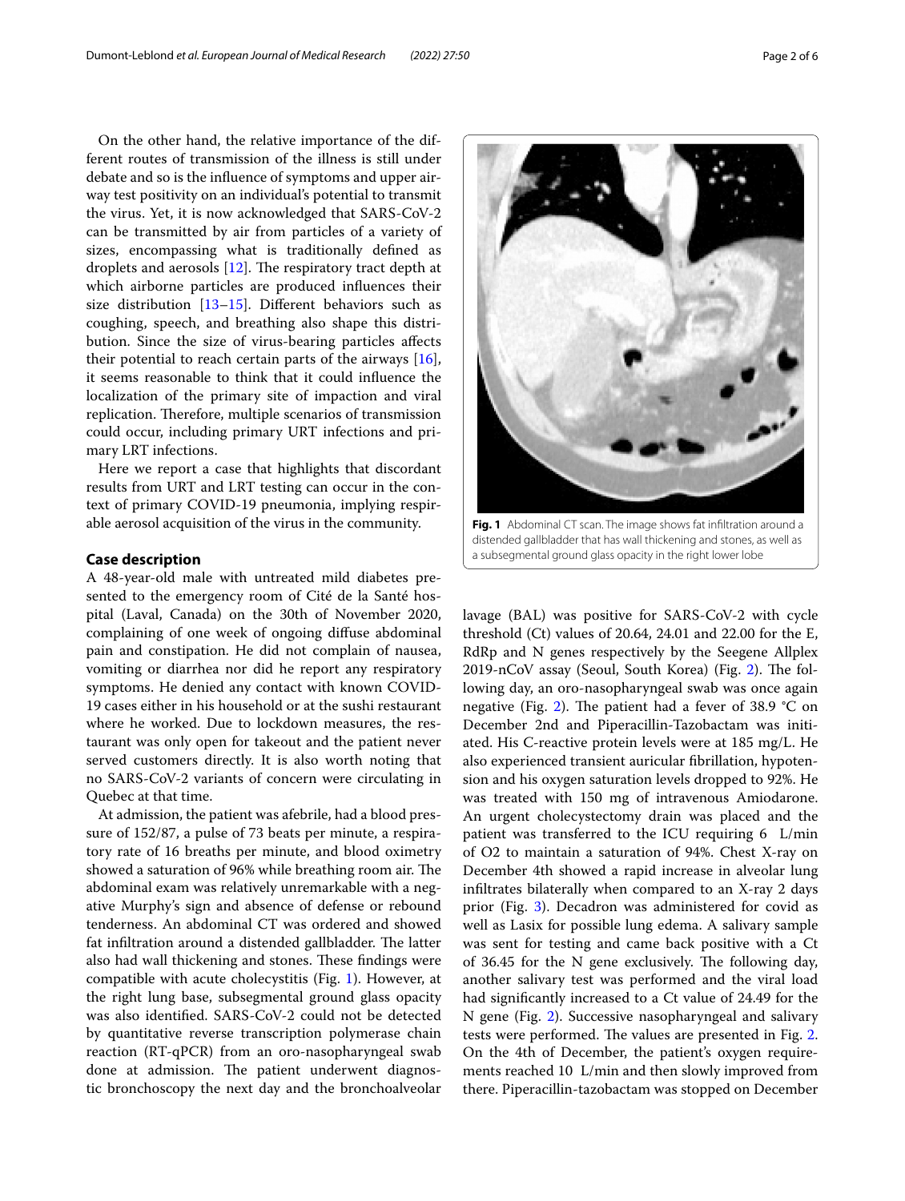On the other hand, the relative importance of the different routes of transmission of the illness is still under debate and so is the influence of symptoms and upper airway test positivity on an individual's potential to transmit the virus. Yet, it is now acknowledged that SARS-CoV-2 can be transmitted by air from particles of a variety of sizes, encompassing what is traditionally defined as droplets and aerosols [12]. The respiratory tract depth at which airborne particles are produced influences their size distribution [13–15]. Different behaviors such as coughing, speech, and breathing also shape this distribution. Since the size of virus-bearing particles affects their potential to reach certain parts of the airways [16], it seems reasonable to think that it could influence the localization of the primary site of impaction and viral replication. Therefore, multiple scenarios of transmission could occur, including primary URT infections and primary LRT infections.

Here we report a case that highlights that discordant results from URT and LRT testing can occur in the context of primary COVID-19 pneumonia, implying respirable aerosol acquisition of the virus in the community.

## Case description

A 48-year-old male with untreated mild diabetes presented to the emergency room of Cité de la Santé hospital (Laval, Canada) on the 30th of November 2020, complaining of one week of ongoing diffuse abdominal pain and constipation. He did not complain of nausea, vomiting or diarrhea nor did he report any respiratory symptoms. He denied any contact with known COVID-19 cases either in his household or at the sushi restaurant where he worked. Due to lockdown measures, the restaurant was only open for takeout and the patient never served customers directly. It is also worth noting that no SARS-CoV-2 variants of concern were circulating in Quebec at that time.

At admission, the patient was afebrile, had a blood pressure of 152/87, a pulse of 73 beats per minute, a respiratory rate of 16 breaths per minute, and blood oximetry showed a saturation of 96% while breathing room air. The abdominal exam was relatively unremarkable with a negative Murphy's sign and absence of defense or rebound tenderness. An abdominal CT was ordered and showed fat infiltration around a distended gallbladder. The latter also had wall thickening and stones. These findings were compatible with acute cholecystitis (Fig. 1). However, at the right lung base, subsegmental ground glass opacity was also identified. SARS-CoV-2 could not be detected by quantitative reverse transcription polymerase chain reaction (RT-qPCR) from an oro-nasopharyngeal swab done at admission. The patient underwent diagnostic bronchoscopy the next day and the bronchoalveolar lavage (BAL) was positive for SARS-CoV-2 with cycle threshold (Ct) values of 20.64, 24.01 and 22.00 for the E, RdRp and N genes respectively by the Seegene Allplex 2019-nCoV assay (Seoul, South Korea) (Fig. 2). The following day, an oro-nasopharyngeal swab was once again negative (Fig. 2). The patient had a fever of 38.9 °C on December 2nd and Piperacillin-Tazobactam was initiated. His C-reactive protein levels were at 185 mg/L. He also experienced transient auricular fibrillation, hypotension and his oxygen saturation levels dropped to 92%. He was treated with 150 mg of intravenous Amiodarone. An urgent cholecystectomy drain was placed and the patient was transferred to the ICU requiring 6 L/min of O2 to maintain a saturation of 94%. Chest X-ray on December 4th showed a rapid increase in alveolar lung infiltrates bilaterally when compared to an X-ray 2 days prior (Fig. 3). Decadron was administered for covid as well as Lasix for possible lung edema. A salivary sample was sent for testing and came back positive with a Ct of 36.45 for the N gene exclusively. The following day, another salivary test was performed and the viral load had significantly increased to a Ct value of 24.49 for the N gene (Fig. 2). Successive nasopharyngeal and salivary tests were performed. The values are presented in Fig. 2. On the 4th of December, the patient's oxygen requirements reached 10 L/min and then slowly improved from there. Piperacillin-tazobactam was stopped on December

**Fig. 1** Abdominal CT scan. The image shows fat infiltration around a distended gallbladder that has wall thickening and stones, as well as a subsegmental ground glass opacity in the right lower lobe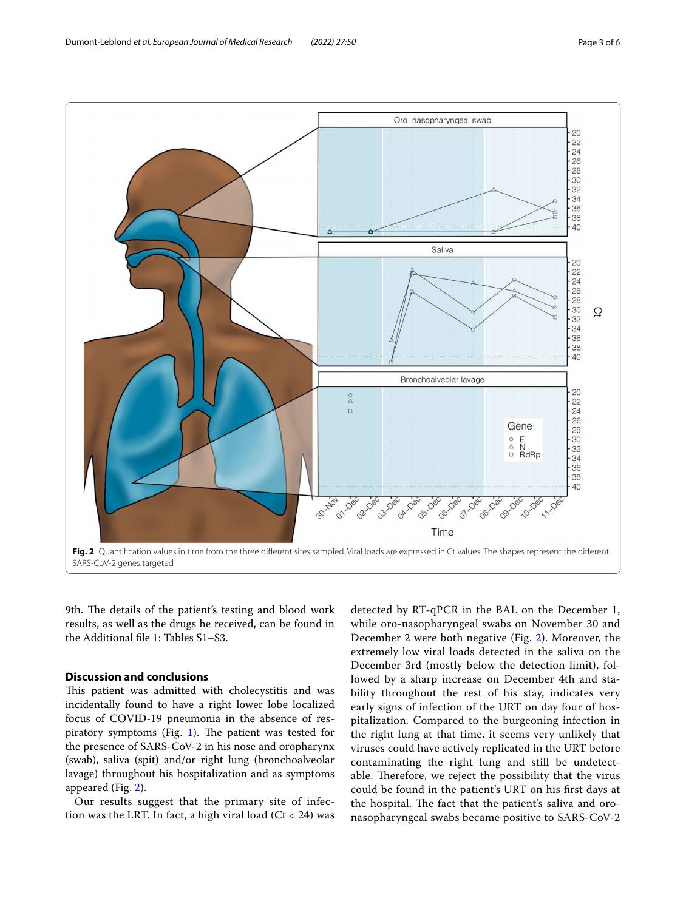**Fig. 2** Quantification values in time from the three different sites sampled. Viral loads are expressed in Ct values. The shapes represent the different SARS-CoV-2 genes targeted

9th. The details of the patient's testing and blood work results, as well as the drugs he received, can be found in the Additional file 1: Tables S1–S3.

## Discussion and conclusions

This patient was admitted with cholecystitis and was incidentally found to have a right lower lobe localized focus of COVID-19 pneumonia in the absence of respiratory symptoms (Fig. 1). The patient was tested for the presence of SARS-CoV-2 in his nose and oropharynx (swab), saliva (spit) and/or right lung (bronchoalveolar lavage) throughout his hospitalization and as symptoms appeared (Fig. 2).

Our results suggest that the primary site of infection was the LRT. In fact, a high viral load (Ct < 24) was detected by RT-qPCR in the BAL on the December 1, while oro-nasopharyngeal swabs on November 30 and December 2 were both negative (Fig. 2). Moreover, the extremely low viral loads detected in the saliva on the December 3rd (mostly below the detection limit), followed by a sharp increase on December 4th and stability throughout the rest of his stay, indicates very early signs of infection of the URT on day four of hospitalization. Compared to the burgeoning infection in the right lung at that time, it seems very unlikely that viruses could have actively replicated in the URT before contaminating the right lung and still be undetectable. Therefore, we reject the possibility that the virus could be found in the patient's URT on his first days at the hospital. The fact that the patient's saliva and oro-nasopharyngeal swabs became positive to SARS-CoV-2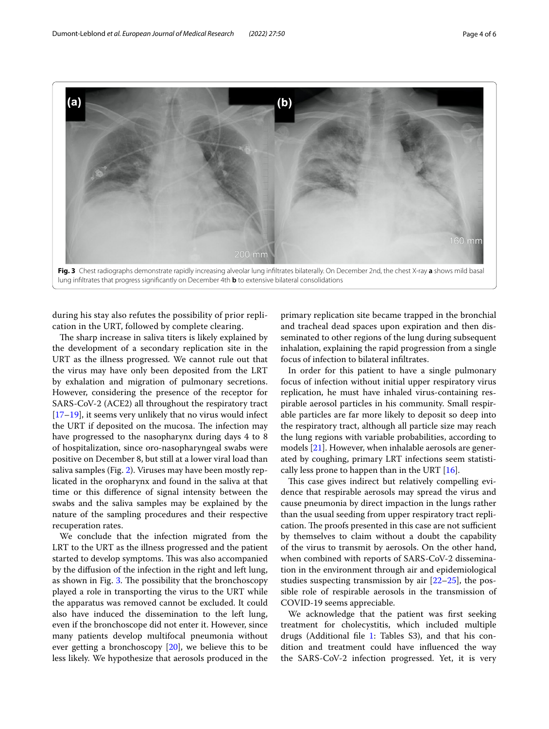Fig. 3 Chest radiographs demonstrate rapidly increasing alveolar lung infiltrates bilaterally. On December 2nd, the chest X-ray **a** shows mild basal lung infiltrates that progress significantly on December 4th **b** to extensive bilateral consolidations

during his stay also refutes the possibility of prior replication in the URT, followed by complete clearing.

The sharp increase in saliva titers is likely explained by the development of a secondary replication site in the URT as the illness progressed. We cannot rule out that the virus may have only been deposited from the LRT by exhalation and migration of pulmonary secretions. However, considering the presence of the receptor for SARS-CoV-2 (ACE2) all throughout the respiratory tract [17–19], it seems very unlikely that no virus would infect the URT if deposited on the mucosa. The infection may have progressed to the nasopharynx during days 4 to 8 of hospitalization, since oro-nasopharyngeal swabs were positive on December 8, but still at a lower viral load than saliva samples (Fig. 2). Viruses may have been mostly replicated in the oropharynx and found in the saliva at that time or this difference of signal intensity between the swabs and the saliva samples may be explained by the nature of the sampling procedures and their respective recuperation rates.

We conclude that the infection migrated from the LRT to the URT as the illness progressed and the patient started to develop symptoms. This was also accompanied by the diffusion of the infection in the right and left lung, as shown in Fig. 3. The possibility that the bronchoscopy played a role in transporting the virus to the URT while the apparatus was removed cannot be excluded. It could also have induced the dissemination to the left lung, even if the bronchoscope did not enter it. However, since many patients develop multifocal pneumonia without ever getting a bronchoscopy [20], we believe this to be less likely. We hypothesize that aerosols produced in the primary replication site became trapped in the bronchial and tracheal dead spaces upon expiration and then disseminated to other regions of the lung during subsequent inhalation, explaining the rapid progression from a single focus of infection to bilateral infiltrates.

In order for this patient to have a single pulmonary focus of infection without initial upper respiratory virus replication, he must have inhaled virus-containing respirable aerosol particles in his community. Small respirable particles are far more likely to deposit so deep into the respiratory tract, although all particle size may reach the lung regions with variable probabilities, according to models [21]. However, when inhalable aerosols are generated by coughing, primary LRT infections seem statistically less prone to happen than in the URT [16].

This case gives indirect but relatively compelling evidence that respirable aerosols may spread the virus and cause pneumonia by direct impaction in the lungs rather than the usual seeding from upper respiratory tract replication. The proofs presented in this case are not sufficient by themselves to claim without a doubt the capability of the virus to transmit by aerosols. On the other hand, when combined with reports of SARS-CoV-2 dissemination in the environment through air and epidemiological studies suspecting transmission by air [22–25], the possible role of respirable aerosols in the transmission of COVID-19 seems appreciable.

We acknowledge that the patient was first seeking treatment for cholecystitis, which included multiple drugs (Additional file 1: Tables S3), and that his condition and treatment could have influenced the way the SARS-CoV-2 infection progressed. Yet, it is very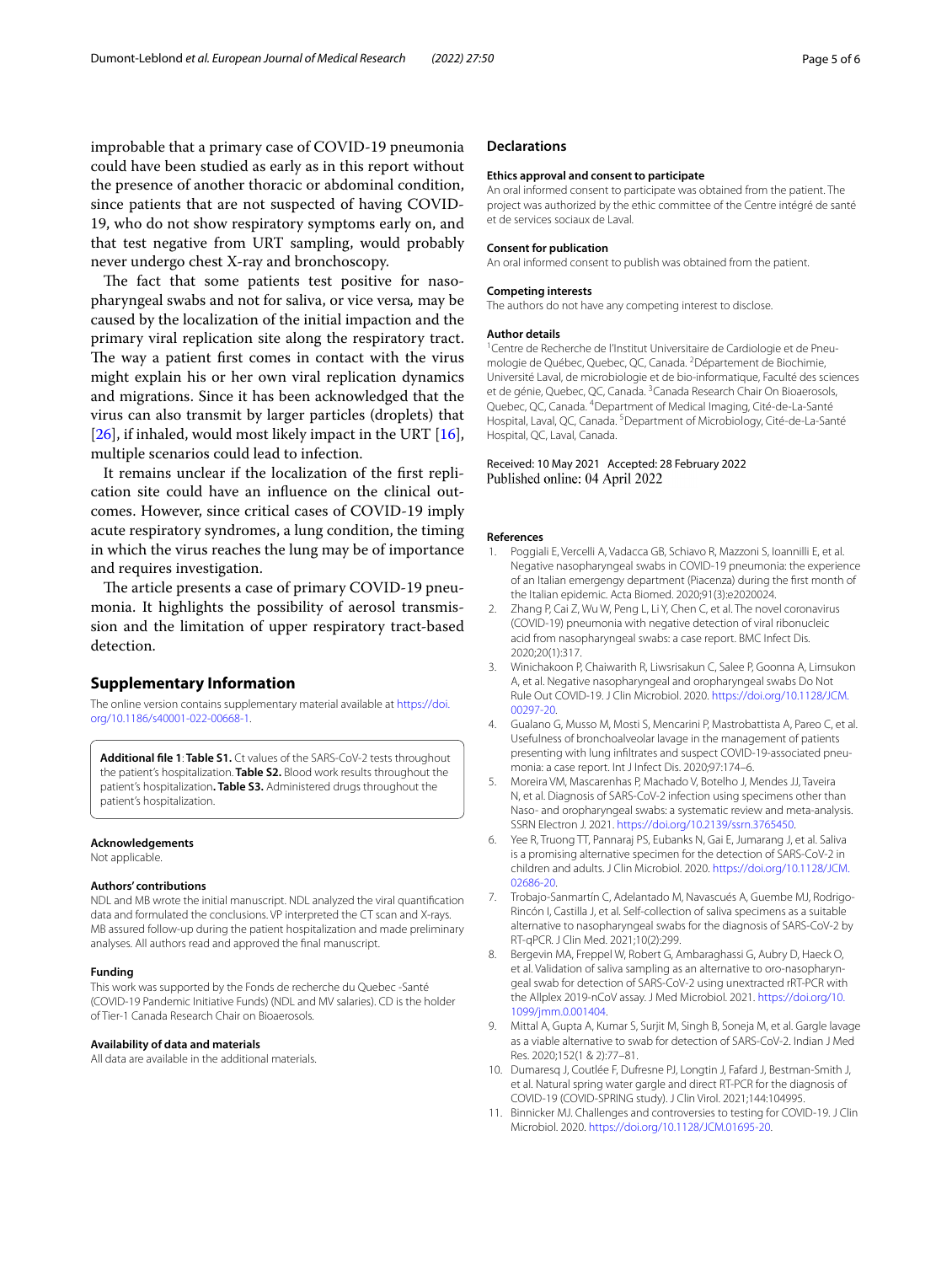improbable that a primary case of COVID-19 pneumonia could have been studied as early as in this report without the presence of another thoracic or abdominal condition, since patients that are not suspected of having COVID-19, who do not show respiratory symptoms early on, and that test negative from URT sampling, would probably never undergo chest X-ray and bronchoscopy.

The fact that some patients test positive for nasopharyngeal swabs and not for saliva, or vice versa, may be caused by the localization of the initial impaction and the primary viral replication site along the respiratory tract. The way a patient first comes in contact with the virus might explain his or her own viral replication dynamics and migrations. Since it has been acknowledged that the virus can also transmit by larger particles (droplets) that [26], if inhaled, would most likely impact in the URT [16], multiple scenarios could lead to infection.

It remains unclear if the localization of the first replication site could have an influence on the clinical outcomes. However, since critical cases of COVID-19 imply acute respiratory syndromes, a lung condition, the timing in which the virus reaches the lung may be of importance and requires investigation.

The article presents a case of primary COVID-19 pneumonia. It highlights the possibility of aerosol transmission and the limitation of upper respiratory tract-based detection.

## Supplementary Information

The online version contains supplementary material available at https://doi.org/10.1186/s40001-022-00668-1.

> **Additional file 1**: **Table S1.** Ct values of the SARS-CoV-2 tests throughout the patient's hospitalization. **Table S2.** Blood work results throughout the patient's hospitalization. **Table S3.** Administered drugs throughout the patient's hospitalization.

#### Acknowledgements
Not applicable.

#### Authors' contributions
NDL and MB wrote the initial manuscript. NDL analyzed the viral quantification data and formulated the conclusions. VP interpreted the CT scan and X-rays. MB assured follow-up during the patient hospitalization and made preliminary analyses. All authors read and approved the final manuscript.

#### Funding
This work was supported by the Fonds de recherche du Quebec -Santé (COVID-19 Pandemic Initiative Funds) (NDL and MV salaries). CD is the holder of Tier-1 Canada Research Chair on Bioaerosols.

#### Availability of data and materials
All data are available in the additional materials.

## Declarations

#### Ethics approval and consent to participate
An oral informed consent to participate was obtained from the patient. The project was authorized by the ethic committee of the Centre intégré de santé et de services sociaux de Laval.

#### Consent for publication
An oral informed consent to publish was obtained from the patient.

#### Competing interests
The authors do not have any competing interest to disclose.

#### Author details
[1]Centre de Recherche de l'Institut Universitaire de Cardiologie et de Pneumologie de Québec, Quebec, QC, Canada. [2]Département de Biochimie, Université Laval, de microbiologie et de bio-informatique, Faculté des sciences et de génie, Quebec, QC, Canada. [3]Canada Research Chair On Bioaerosols, Quebec, QC, Canada. [4]Department of Medical Imaging, Cité-de-La-Santé Hospital, Laval, QC, Canada. [5]Department of Microbiology, Cité-de-La-Santé Hospital, QC, Laval, Canada.

Received: 10 May 2021 Accepted: 28 February 2022
Published online: 04 April 2022

#### References
1. Poggiali E, Vercelli A, Vadacca GB, Schiavo R, Mazzoni S, Ioannilli E, et al. Negative nasopharyngeal swabs in COVID-19 pneumonia: the experience of an Italian emergengy department (Piacenza) during the first month of the Italian epidemic. Acta Biomed. 2020;91(3):e2020024.
2. Zhang P, Cai Z, Wu W, Peng L, Li Y, Chen C, et al. The novel coronavirus (COVID-19) pneumonia with negative detection of viral ribonucleic acid from nasopharyngeal swabs: a case report. BMC Infect Dis. 2020;20(1):317.
3. Winichakoon P, Chaiwarith R, Liwsrisakun C, Salee P, Goonna A, Limsukon A, et al. Negative nasopharyngeal and oropharyngeal swabs Do Not Rule Out COVID-19. J Clin Microbiol. 2020. https://doi.org/10.1128/JCM.00297-20.
4. Gualano G, Musso M, Mosti S, Mencarini P, Mastrobattista A, Pareo C, et al. Usefulness of bronchoalveolar lavage in the management of patients presenting with lung infiltrates and suspect COVID-19-associated pneumonia: a case report. Int J Infect Dis. 2020;97:174–6.
5. Moreira VM, Mascarenhas P, Machado V, Botelho J, Mendes JJ, Taveira N, et al. Diagnosis of SARS-CoV-2 infection using specimens other than Naso- and oropharyngeal swabs: a systematic review and meta-analysis. SSRN Electron J. 2021. https://doi.org/10.2139/ssrn.3765450.
6. Yee R, Truong TT, Pannaraj PS, Eubanks N, Gai E, Jumarang J, et al. Saliva is a promising alternative specimen for the detection of SARS-CoV-2 in children and adults. J Clin Microbiol. 2020. https://doi.org/10.1128/JCM.02686-20.
7. Trobajo-Sanmartín C, Adelantado M, Navascués A, Guembe MJ, Rodrigo-Rincón I, Castilla J, et al. Self-collection of saliva specimens as a suitable alternative to nasopharyngeal swabs for the diagnosis of SARS-CoV-2 by RT-qPCR. J Clin Med. 2021;10(2):299.
8. Bergevin MA, Freppel W, Robert G, Ambaraghassi G, Aubry D, Haeck O, et al. Validation of saliva sampling as an alternative to oro-nasopharyngeal swab for detection of SARS-CoV-2 using unextracted rRT-PCR with the Allplex 2019-nCoV assay. J Med Microbiol. 2021. https://doi.org/10.1099/jmm.0.001404.
9. Mittal A, Gupta A, Kumar S, Surjit M, Singh B, Soneja M, et al. Gargle lavage as a viable alternative to swab for detection of SARS-CoV-2. Indian J Med Res. 2020;152(1 & 2):77–81.
10. Dumaresq J, Coutlée F, Dufresne PJ, Longtin J, Fafard J, Bestman-Smith J, et al. Natural spring water gargle and direct RT-PCR for the diagnosis of COVID-19 (COVID-SPRING study). J Clin Virol. 2021;144:104995.
11. Binnicker MJ. Challenges and controversies to testing for COVID-19. J Clin Microbiol. 2020. https://doi.org/10.1128/JCM.01695-20.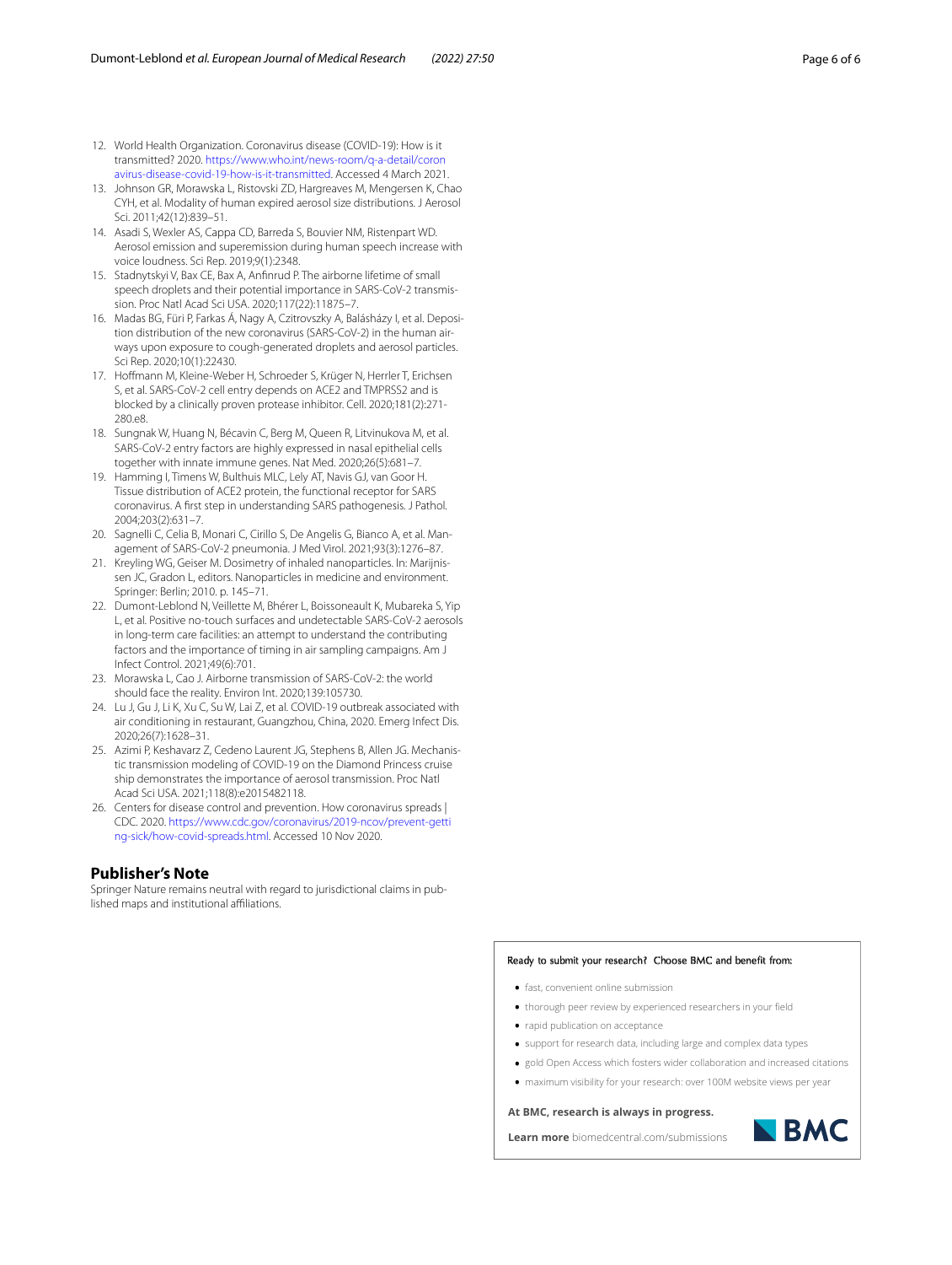12. World Health Organization. Coronavirus disease (COVID-19): How is it transmitted? 2020. https://www.who.int/news-room/q-a-detail/coronavirus-disease-covid-19-how-is-it-transmitted. Accessed 4 March 2021.
13. Johnson GR, Morawska L, Ristovski ZD, Hargreaves M, Mengersen K, Chao CYH, et al. Modality of human expired aerosol size distributions. J Aerosol Sci. 2011;42(12):839–51.
14. Asadi S, Wexler AS, Cappa CD, Barreda S, Bouvier NM, Ristenpart WD. Aerosol emission and superemission during human speech increase with voice loudness. Sci Rep. 2019;9(1):2348.
15. Stadnytskyi V, Bax CE, Bax A, Anfinrud P. The airborne lifetime of small speech droplets and their potential importance in SARS-CoV-2 transmission. Proc Natl Acad Sci USA. 2020;117(22):11875–7.
16. Madas BG, Füri P, Farkas Á, Nagy A, Czitrovszky A, Balásházy I, et al. Deposition distribution of the new coronavirus (SARS-CoV-2) in the human airways upon exposure to cough-generated droplets and aerosol particles. Sci Rep. 2020;10(1):22430.
17. Hoffmann M, Kleine-Weber H, Schroeder S, Krüger N, Herrler T, Erichsen S, et al. SARS-CoV-2 cell entry depends on ACE2 and TMPRSS2 and is blocked by a clinically proven protease inhibitor. Cell. 2020;181(2):271-280.e8.
18. Sungnak W, Huang N, Bécavin C, Berg M, Queen R, Litvinukova M, et al. SARS-CoV-2 entry factors are highly expressed in nasal epithelial cells together with innate immune genes. Nat Med. 2020;26(5):681–7.
19. Hamming I, Timens W, Bulthuis MLC, Lely AT, Navis GJ, van Goor H. Tissue distribution of ACE2 protein, the functional receptor for SARS coronavirus. A first step in understanding SARS pathogenesis. J Pathol. 2004;203(2):631–7.
20. Sagnelli C, Celia B, Monari C, Cirillo S, De Angelis G, Bianco A, et al. Management of SARS-CoV-2 pneumonia. J Med Virol. 2021;93(3):1276–87.
21. Kreyling WG, Geiser M. Dosimetry of inhaled nanoparticles. In: Marijnissen JC, Gradon L, editors. Nanoparticles in medicine and environment. Springer: Berlin; 2010. p. 145–71.
22. Dumont-Leblond N, Veillette M, Bhérer L, Boissoneault K, Mubareka S, Yip L, et al. Positive no-touch surfaces and undetectable SARS-CoV-2 aerosols in long-term care facilities: an attempt to understand the contributing factors and the importance of timing in air sampling campaigns. Am J Infect Control. 2021;49(6):701.
23. Morawska L, Cao J. Airborne transmission of SARS-CoV-2: the world should face the reality. Environ Int. 2020;139:105730.
24. Lu J, Gu J, Li K, Xu C, Su W, Lai Z, et al. COVID-19 outbreak associated with air conditioning in restaurant, Guangzhou, China, 2020. Emerg Infect Dis. 2020;26(7):1628–31.
25. Azimi P, Keshavarz Z, Cedeno Laurent JG, Stephens B, Allen JG. Mechanistic transmission modeling of COVID-19 on the Diamond Princess cruise ship demonstrates the importance of aerosol transmission. Proc Natl Acad Sci USA. 2021;118(8):e2015482118.
26. Centers for disease control and prevention. How coronavirus spreads | CDC. 2020. https://www.cdc.gov/coronavirus/2019-ncov/prevent-getting-sick/how-covid-spreads.html. Accessed 10 Nov 2020.

## Publisher's Note

Springer Nature remains neutral with regard to jurisdictional claims in published maps and institutional affiliations.

Ready to submit your research? Choose BMC and benefit from:

- fast, convenient online submission
- thorough peer review by experienced researchers in your field
- rapid publication on acceptance
- support for research data, including large and complex data types
- gold Open Access which fosters wider collaboration and increased citations
- maximum visibility for your research: over 100M website views per year

**At BMC, research is always in progress.**

**Learn more** biomedcentral.com/submissions

BMC